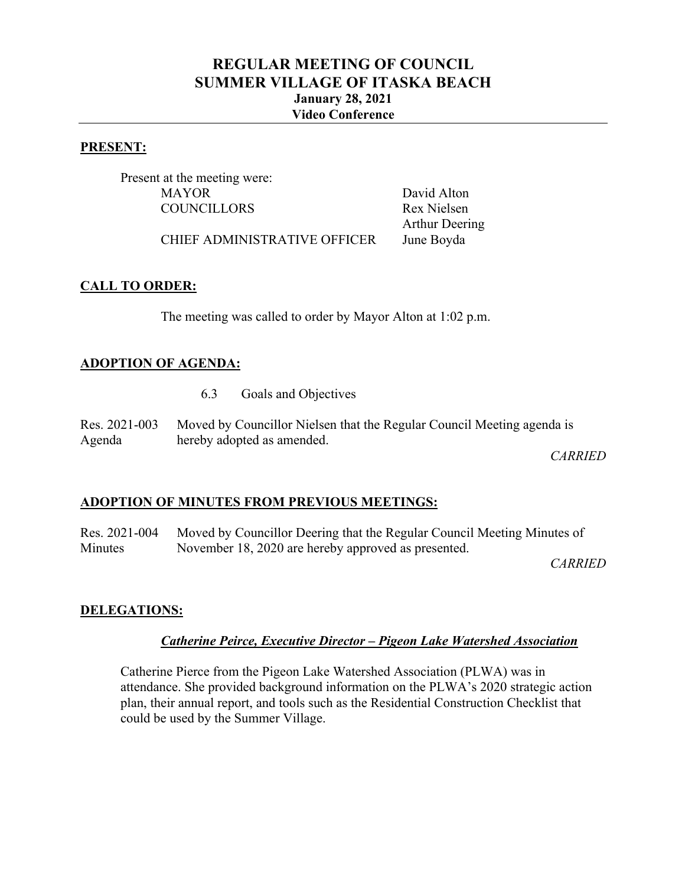# REGULAR MEETING OF COUNCIL
# SUMMER VILLAGE OF ITASKA BEACH
### January 28, 2021
### Video Conference

---

**PRESENT:**

Present at the meeting were:

| | |
|---|---|
| MAYOR | David Alton |
| COUNCILLORS | Rex Nielsen |
| | Arthur Deering |
| CHIEF ADMINISTRATIVE OFFICER | June Boyda |

**CALL TO ORDER:**

The meeting was called to order by Mayor Alton at 1:02 p.m.

**ADOPTION OF AGENDA:**

6.3 Goals and Objectives

Res. 2021-003 Agenda — Moved by Councillor Nielsen that the Regular Council Meeting agenda is hereby adopted as amended.

*CARRIED*

**ADOPTION OF MINUTES FROM PREVIOUS MEETINGS:**

Res. 2021-004 Minutes — Moved by Councillor Deering that the Regular Council Meeting Minutes of November 18, 2020 are hereby approved as presented.

*CARRIED*

**DELEGATIONS:**

***Catherine Peirce, Executive Director – Pigeon Lake Watershed Association***

Catherine Pierce from the Pigeon Lake Watershed Association (PLWA) was in attendance. She provided background information on the PLWA's 2020 strategic action plan, their annual report, and tools such as the Residential Construction Checklist that could be used by the Summer Village.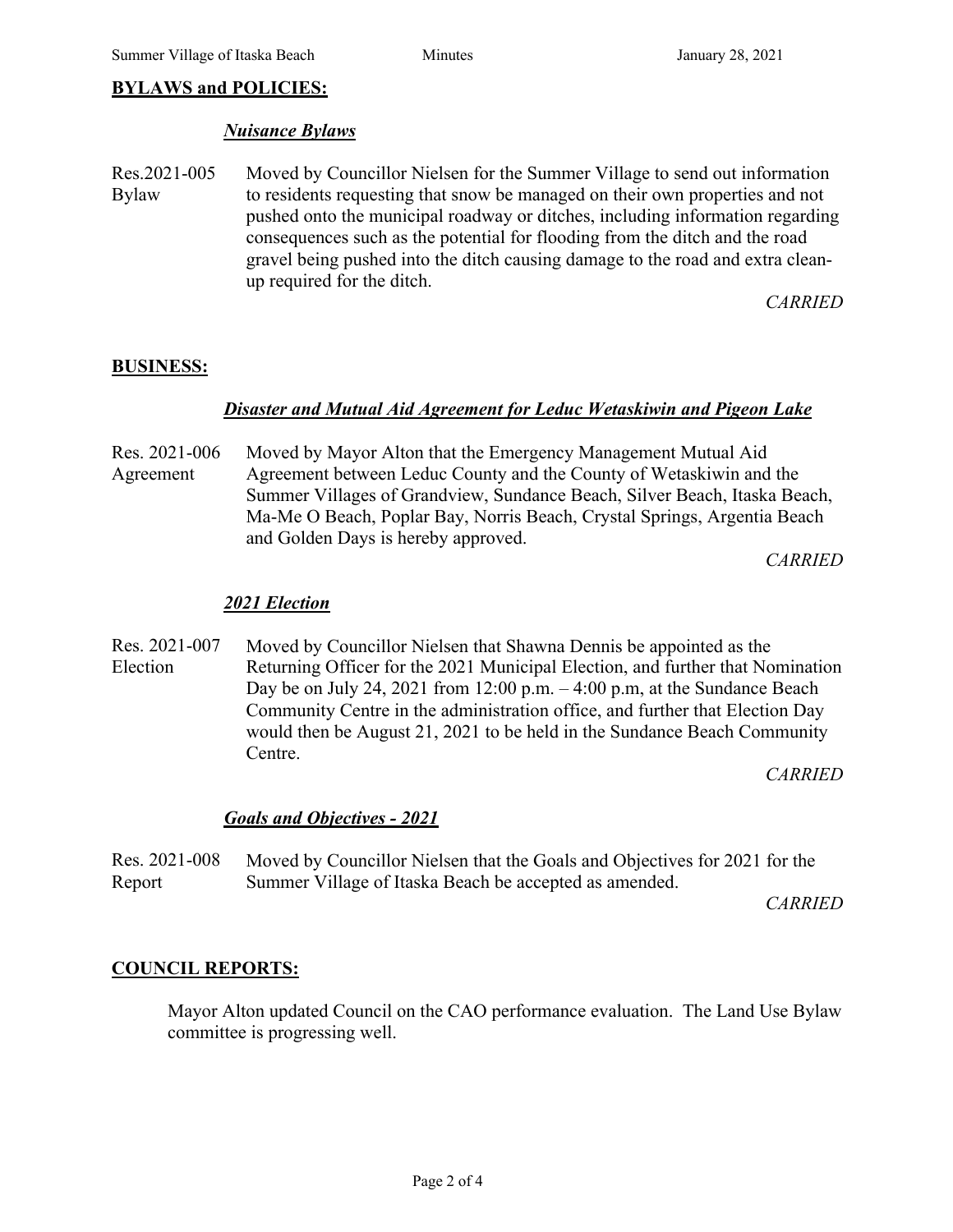## BYLAWS and POLICIES:

### *Nuisance Bylaws*

Res.2021-005 Bylaw

Moved by Councillor Nielsen for the Summer Village to send out information to residents requesting that snow be managed on their own properties and not pushed onto the municipal roadway or ditches, including information regarding consequences such as the potential for flooding from the ditch and the road gravel being pushed into the ditch causing damage to the road and extra clean-up required for the ditch.

*CARRIED*

## BUSINESS:

### *Disaster and Mutual Aid Agreement for Leduc Wetaskiwin and Pigeon Lake*

Res. 2021-006 Agreement

Moved by Mayor Alton that the Emergency Management Mutual Aid Agreement between Leduc County and the County of Wetaskiwin and the Summer Villages of Grandview, Sundance Beach, Silver Beach, Itaska Beach, Ma-Me O Beach, Poplar Bay, Norris Beach, Crystal Springs, Argentia Beach and Golden Days is hereby approved.

*CARRIED*

### *2021 Election*

Res. 2021-007 Election

Moved by Councillor Nielsen that Shawna Dennis be appointed as the Returning Officer for the 2021 Municipal Election, and further that Nomination Day be on July 24, 2021 from 12:00 p.m. – 4:00 p.m, at the Sundance Beach Community Centre in the administration office, and further that Election Day would then be August 21, 2021 to be held in the Sundance Beach Community Centre.

*CARRIED*

### *Goals and Objectives - 2021*

Res. 2021-008 Report

Moved by Councillor Nielsen that the Goals and Objectives for 2021 for the Summer Village of Itaska Beach be accepted as amended.

*CARRIED*

## COUNCIL REPORTS:

Mayor Alton updated Council on the CAO performance evaluation. The Land Use Bylaw committee is progressing well.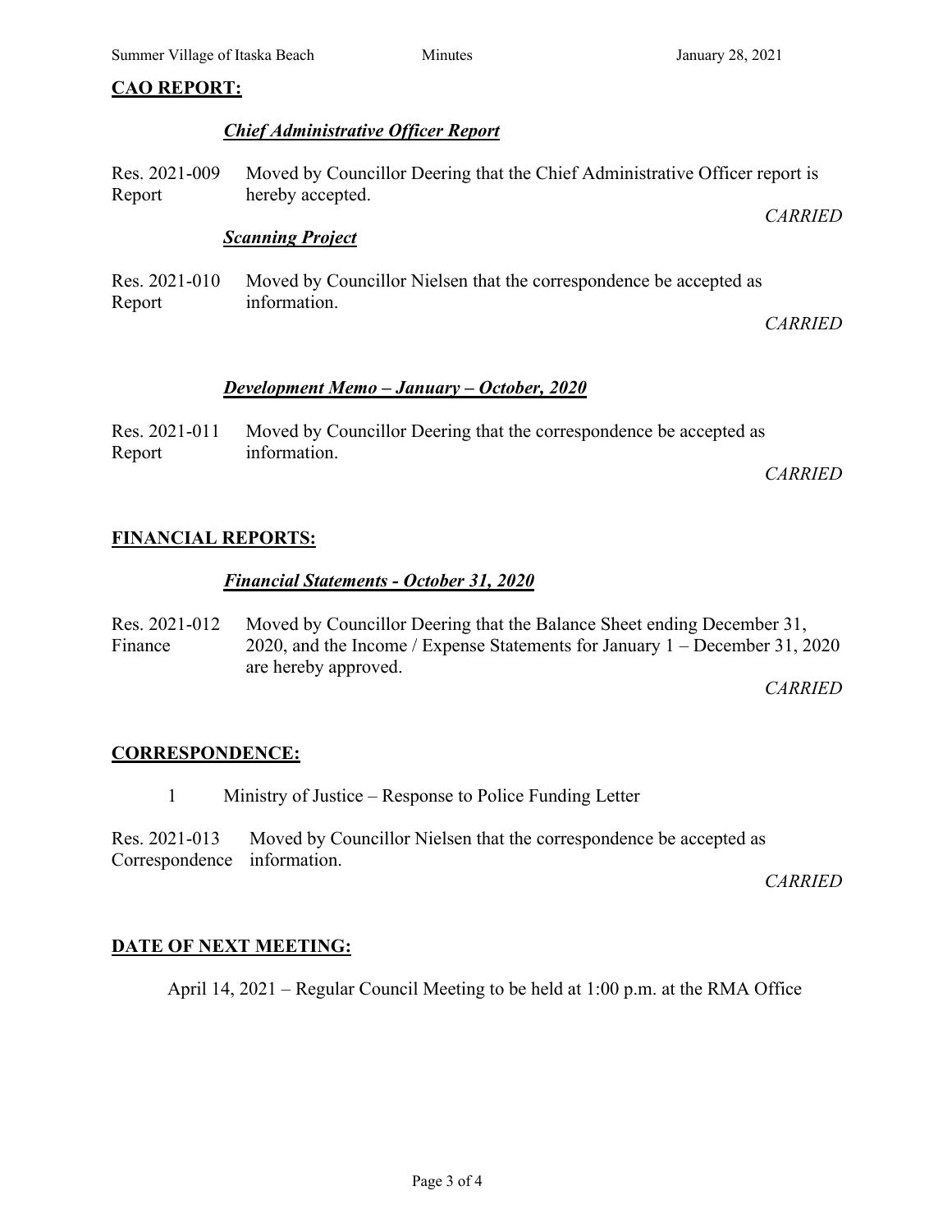## CAO REPORT:

### *Chief Administrative Officer Report*

Res. 2021-009
Report

Moved by Councillor Deering that the Chief Administrative Officer report is hereby accepted.

*CARRIED*

### *Scanning Project*

Res. 2021-010
Report

Moved by Councillor Nielsen that the correspondence be accepted as information.

*CARRIED*

### *Development Memo – January – October, 2020*

Res. 2021-011
Report

Moved by Councillor Deering that the correspondence be accepted as information.

*CARRIED*

## FINANCIAL REPORTS:

### *Financial Statements - October 31, 2020*

Res. 2021-012
Finance

Moved by Councillor Deering that the Balance Sheet ending December 31, 2020, and the Income / Expense Statements for January 1 – December 31, 2020 are hereby approved.

*CARRIED*

## CORRESPONDENCE:

1 Ministry of Justice – Response to Police Funding Letter

Res. 2021-013
Correspondence

Moved by Councillor Nielsen that the correspondence be accepted as information.

*CARRIED*

## DATE OF NEXT MEETING:

April 14, 2021 – Regular Council Meeting to be held at 1:00 p.m. at the RMA Office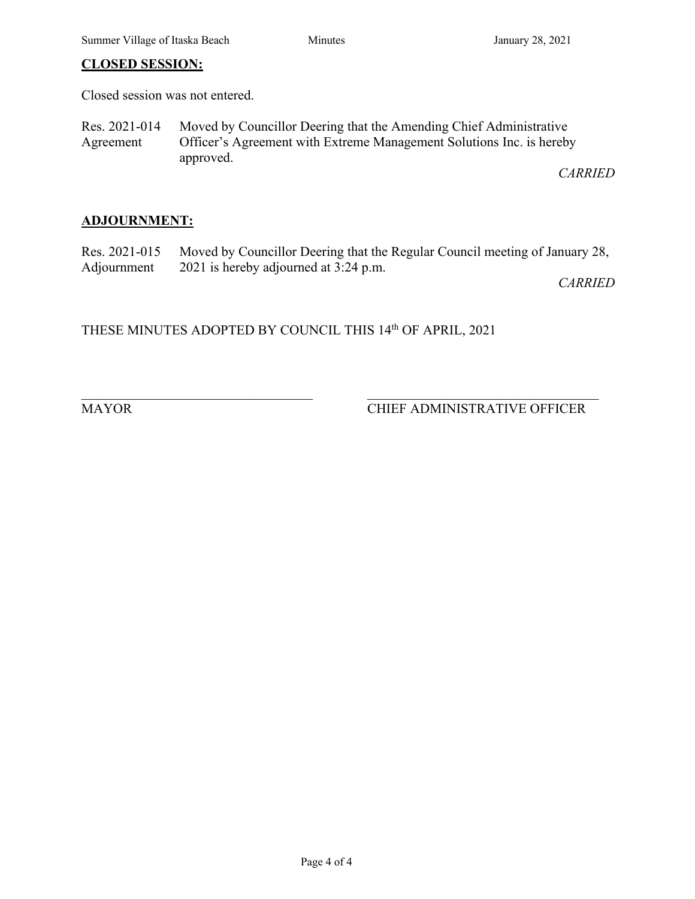**CLOSED SESSION:**

Closed session was not entered.

| | |
|---|---|
| Res. 2021-014 Agreement | Moved by Councillor Deering that the Amending Chief Administrative Officer's Agreement with Extreme Management Solutions Inc. is hereby approved. *CARRIED* |

**ADJOURNMENT:**

| | |
|---|---|
| Res. 2021-015 Adjournment | Moved by Councillor Deering that the Regular Council meeting of January 28, 2021 is hereby adjourned at 3:24 p.m. *CARRIED* |

THESE MINUTES ADOPTED BY COUNCIL THIS 14th OF APRIL, 2021

\_\_\_\_\_\_\_\_\_\_\_\_\_\_\_\_\_\_\_\_\_\_\_\_\_\_\_\_\_\_\_\_\_\_\_
MAYOR

\_\_\_\_\_\_\_\_\_\_\_\_\_\_\_\_\_\_\_\_\_\_\_\_\_\_\_\_\_\_\_\_\_\_\_
CHIEF ADMINISTRATIVE OFFICER